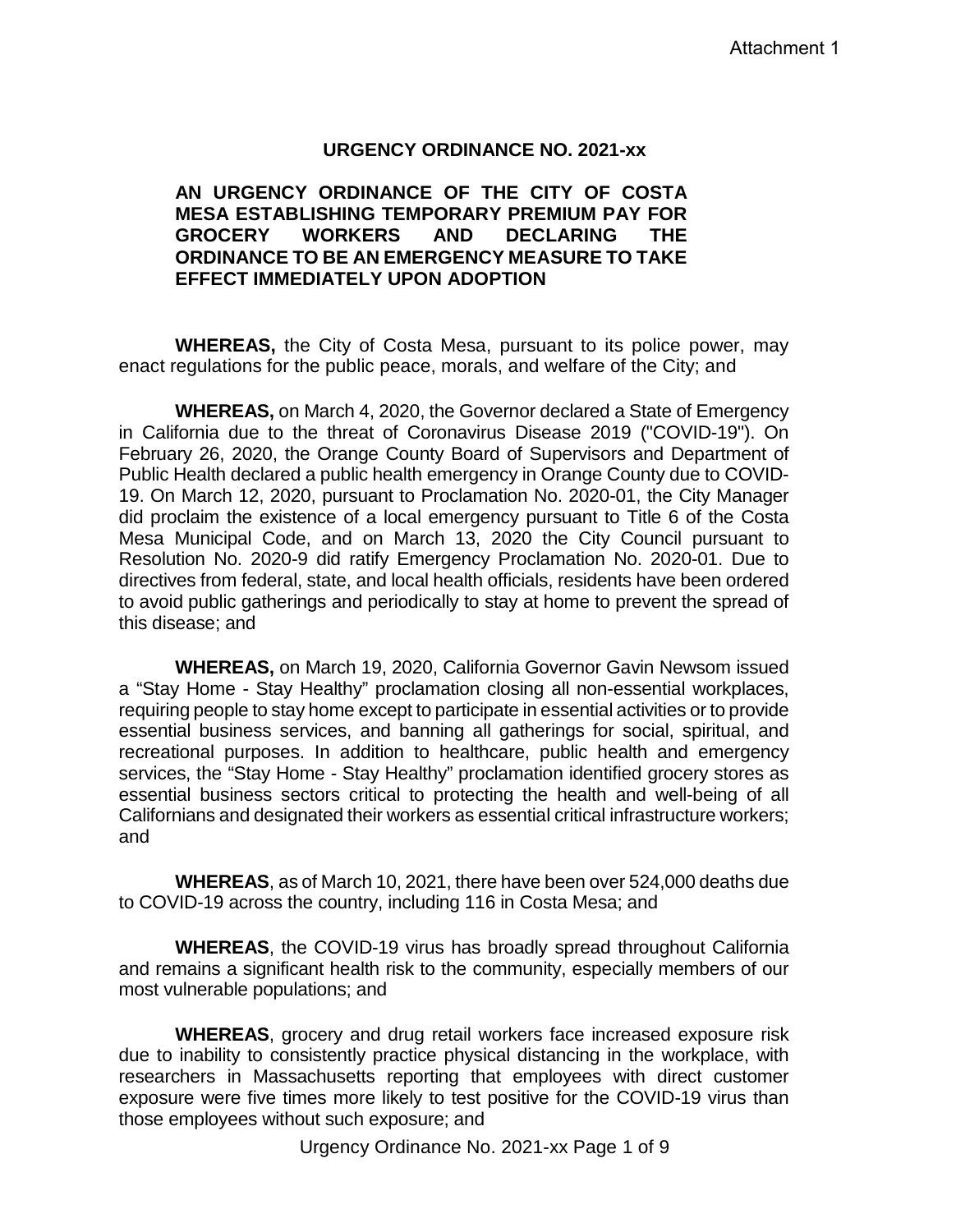Attachment 1

# URGENCY ORDINANCE NO. 2021-xx

## AN URGENCY ORDINANCE OF THE CITY OF COSTA MESA ESTABLISHING TEMPORARY PREMIUM PAY FOR GROCERY WORKERS AND DECLARING THE ORDINANCE TO BE AN EMERGENCY MEASURE TO TAKE EFFECT IMMEDIATELY UPON ADOPTION

**WHEREAS,** the City of Costa Mesa, pursuant to its police power, may enact regulations for the public peace, morals, and welfare of the City; and

**WHEREAS,** on March 4, 2020, the Governor declared a State of Emergency in California due to the threat of Coronavirus Disease 2019 ("COVID-19"). On February 26, 2020, the Orange County Board of Supervisors and Department of Public Health declared a public health emergency in Orange County due to COVID-19. On March 12, 2020, pursuant to Proclamation No. 2020-01, the City Manager did proclaim the existence of a local emergency pursuant to Title 6 of the Costa Mesa Municipal Code, and on March 13, 2020 the City Council pursuant to Resolution No. 2020-9 did ratify Emergency Proclamation No. 2020-01. Due to directives from federal, state, and local health officials, residents have been ordered to avoid public gatherings and periodically to stay at home to prevent the spread of this disease; and

**WHEREAS,** on March 19, 2020, California Governor Gavin Newsom issued a "Stay Home - Stay Healthy" proclamation closing all non-essential workplaces, requiring people to stay home except to participate in essential activities or to provide essential business services, and banning all gatherings for social, spiritual, and recreational purposes. In addition to healthcare, public health and emergency services, the "Stay Home - Stay Healthy" proclamation identified grocery stores as essential business sectors critical to protecting the health and well-being of all Californians and designated their workers as essential critical infrastructure workers; and

**WHEREAS**, as of March 10, 2021, there have been over 524,000 deaths due to COVID-19 across the country, including 116 in Costa Mesa; and

**WHEREAS**, the COVID-19 virus has broadly spread throughout California and remains a significant health risk to the community, especially members of our most vulnerable populations; and

**WHEREAS**, grocery and drug retail workers face increased exposure risk due to inability to consistently practice physical distancing in the workplace, with researchers in Massachusetts reporting that employees with direct customer exposure were five times more likely to test positive for the COVID-19 virus than those employees without such exposure; and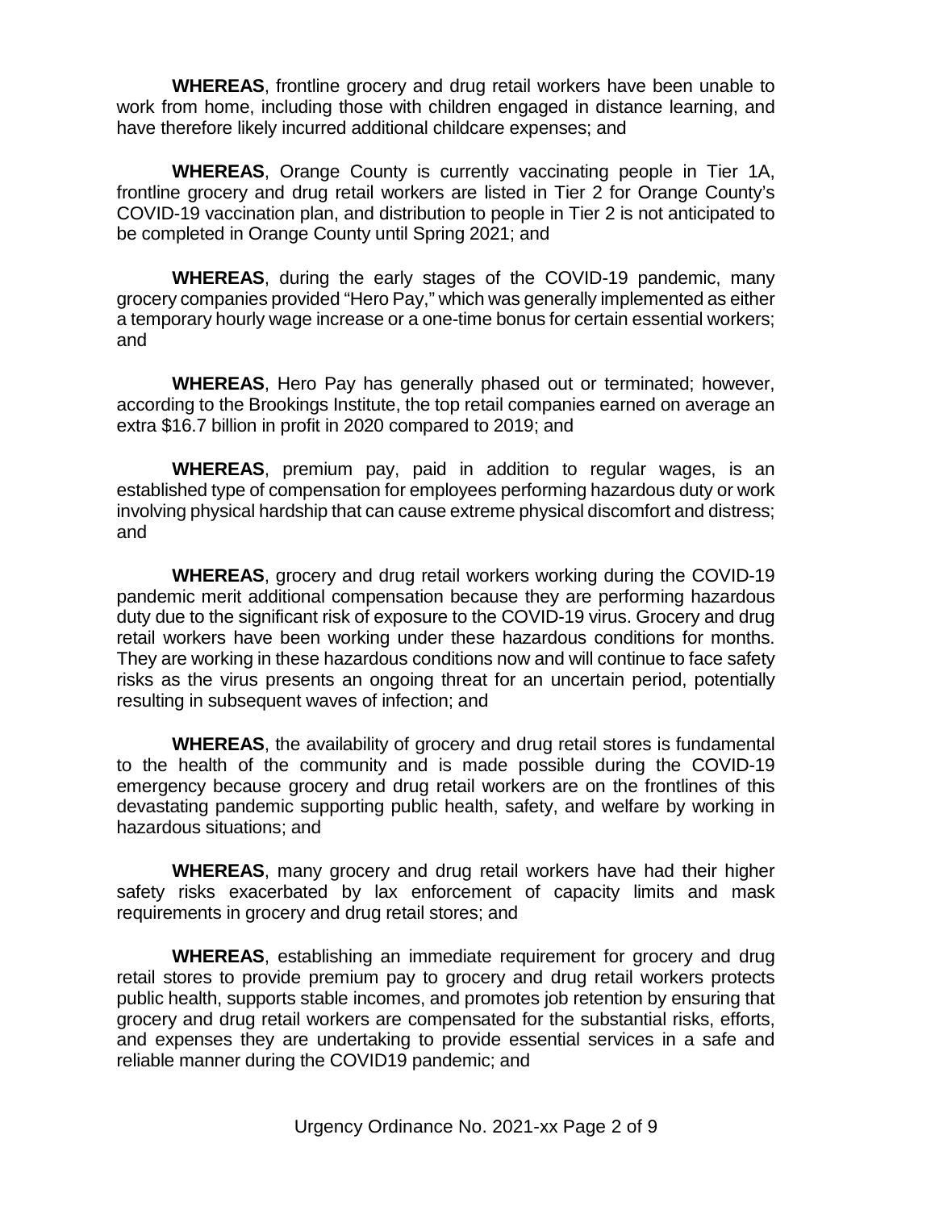**WHEREAS**, frontline grocery and drug retail workers have been unable to work from home, including those with children engaged in distance learning, and have therefore likely incurred additional childcare expenses; and

**WHEREAS**, Orange County is currently vaccinating people in Tier 1A, frontline grocery and drug retail workers are listed in Tier 2 for Orange County's COVID-19 vaccination plan, and distribution to people in Tier 2 is not anticipated to be completed in Orange County until Spring 2021; and

**WHEREAS**, during the early stages of the COVID-19 pandemic, many grocery companies provided "Hero Pay," which was generally implemented as either a temporary hourly wage increase or a one-time bonus for certain essential workers; and

**WHEREAS**, Hero Pay has generally phased out or terminated; however, according to the Brookings Institute, the top retail companies earned on average an extra $16.7 billion in profit in 2020 compared to 2019; and

**WHEREAS**, premium pay, paid in addition to regular wages, is an established type of compensation for employees performing hazardous duty or work involving physical hardship that can cause extreme physical discomfort and distress; and

**WHEREAS**, grocery and drug retail workers working during the COVID-19 pandemic merit additional compensation because they are performing hazardous duty due to the significant risk of exposure to the COVID-19 virus. Grocery and drug retail workers have been working under these hazardous conditions for months. They are working in these hazardous conditions now and will continue to face safety risks as the virus presents an ongoing threat for an uncertain period, potentially resulting in subsequent waves of infection; and

**WHEREAS**, the availability of grocery and drug retail stores is fundamental to the health of the community and is made possible during the COVID-19 emergency because grocery and drug retail workers are on the frontlines of this devastating pandemic supporting public health, safety, and welfare by working in hazardous situations; and

**WHEREAS**, many grocery and drug retail workers have had their higher safety risks exacerbated by lax enforcement of capacity limits and mask requirements in grocery and drug retail stores; and

**WHEREAS**, establishing an immediate requirement for grocery and drug retail stores to provide premium pay to grocery and drug retail workers protects public health, supports stable incomes, and promotes job retention by ensuring that grocery and drug retail workers are compensated for the substantial risks, efforts, and expenses they are undertaking to provide essential services in a safe and reliable manner during the COVID19 pandemic; and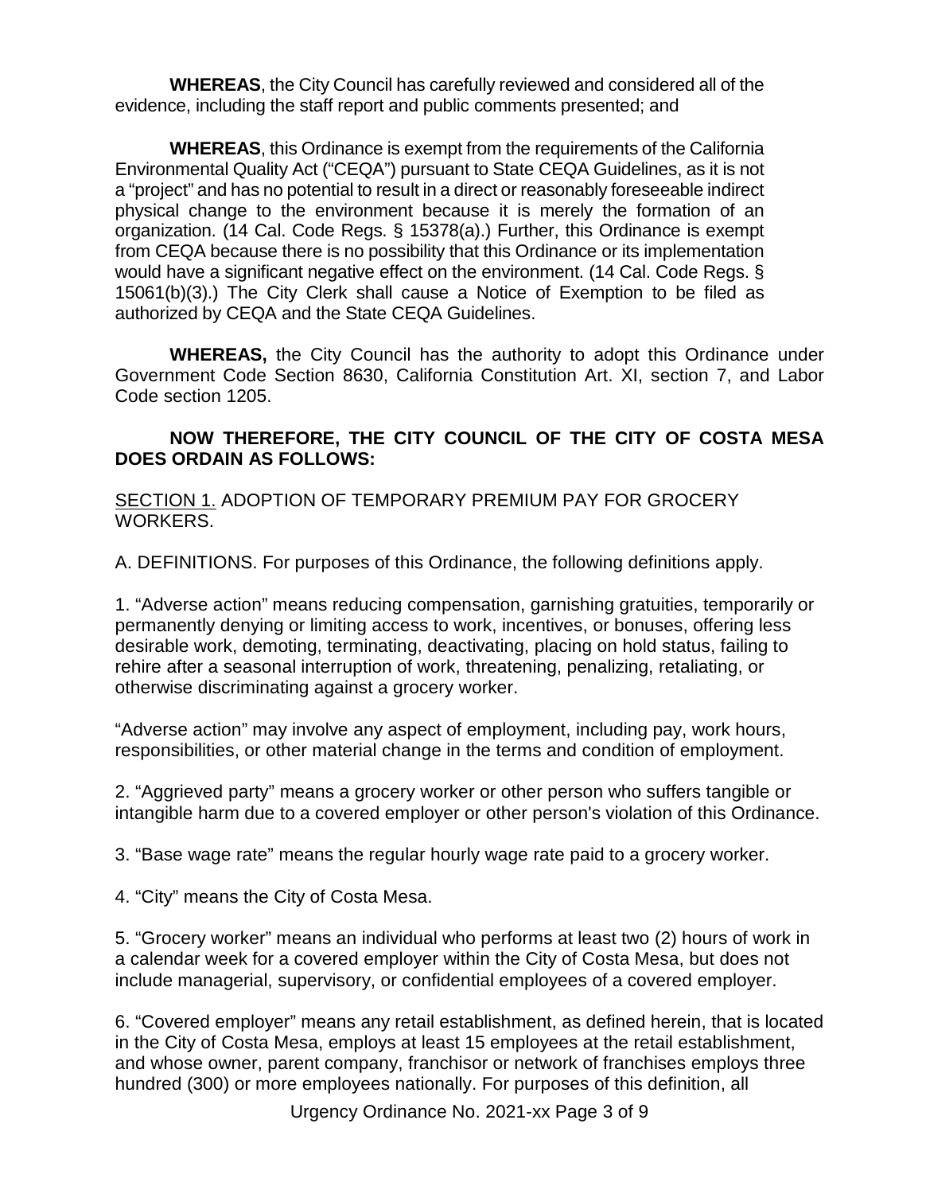**WHEREAS**, the City Council has carefully reviewed and considered all of the evidence, including the staff report and public comments presented; and

**WHEREAS**, this Ordinance is exempt from the requirements of the California Environmental Quality Act ("CEQA") pursuant to State CEQA Guidelines, as it is not a "project" and has no potential to result in a direct or reasonably foreseeable indirect physical change to the environment because it is merely the formation of an organization. (14 Cal. Code Regs. § 15378(a).) Further, this Ordinance is exempt from CEQA because there is no possibility that this Ordinance or its implementation would have a significant negative effect on the environment. (14 Cal. Code Regs. § 15061(b)(3).) The City Clerk shall cause a Notice of Exemption to be filed as authorized by CEQA and the State CEQA Guidelines.

**WHEREAS,** the City Council has the authority to adopt this Ordinance under Government Code Section 8630, California Constitution Art. XI, section 7, and Labor Code section 1205.

**NOW THEREFORE, THE CITY COUNCIL OF THE CITY OF COSTA MESA DOES ORDAIN AS FOLLOWS:**

SECTION 1. ADOPTION OF TEMPORARY PREMIUM PAY FOR GROCERY WORKERS.

A. DEFINITIONS. For purposes of this Ordinance, the following definitions apply.

1. "Adverse action" means reducing compensation, garnishing gratuities, temporarily or permanently denying or limiting access to work, incentives, or bonuses, offering less desirable work, demoting, terminating, deactivating, placing on hold status, failing to rehire after a seasonal interruption of work, threatening, penalizing, retaliating, or otherwise discriminating against a grocery worker.

"Adverse action" may involve any aspect of employment, including pay, work hours, responsibilities, or other material change in the terms and condition of employment.

2. "Aggrieved party" means a grocery worker or other person who suffers tangible or intangible harm due to a covered employer or other person's violation of this Ordinance.

3. "Base wage rate" means the regular hourly wage rate paid to a grocery worker.

4. "City" means the City of Costa Mesa.

5. "Grocery worker" means an individual who performs at least two (2) hours of work in a calendar week for a covered employer within the City of Costa Mesa, but does not include managerial, supervisory, or confidential employees of a covered employer.

6. "Covered employer" means any retail establishment, as defined herein, that is located in the City of Costa Mesa, employs at least 15 employees at the retail establishment, and whose owner, parent company, franchisor or network of franchises employs three hundred (300) or more employees nationally. For purposes of this definition, all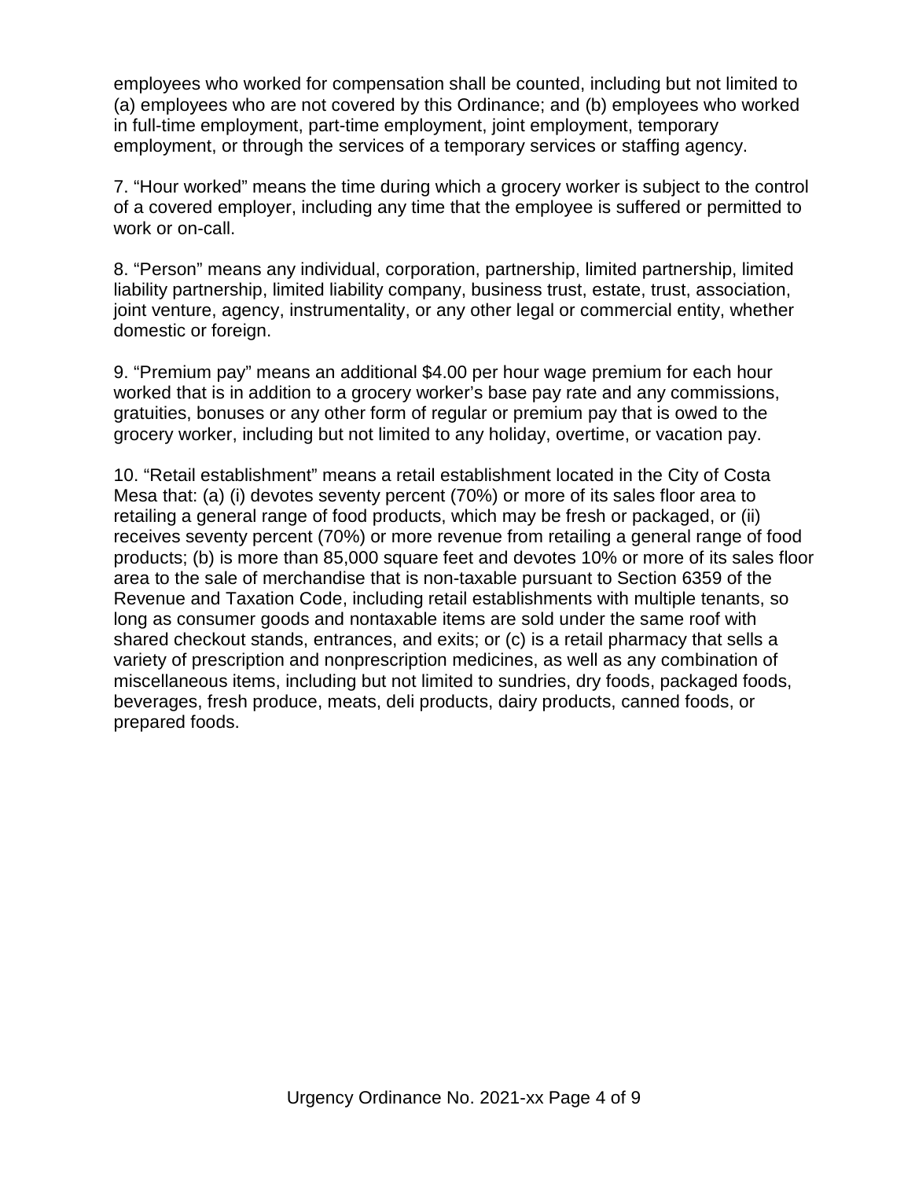employees who worked for compensation shall be counted, including but not limited to (a) employees who are not covered by this Ordinance; and (b) employees who worked in full-time employment, part-time employment, joint employment, temporary employment, or through the services of a temporary services or staffing agency.

7. "Hour worked" means the time during which a grocery worker is subject to the control of a covered employer, including any time that the employee is suffered or permitted to work or on-call.

8. "Person" means any individual, corporation, partnership, limited partnership, limited liability partnership, limited liability company, business trust, estate, trust, association, joint venture, agency, instrumentality, or any other legal or commercial entity, whether domestic or foreign.

9. "Premium pay" means an additional $4.00 per hour wage premium for each hour worked that is in addition to a grocery worker's base pay rate and any commissions, gratuities, bonuses or any other form of regular or premium pay that is owed to the grocery worker, including but not limited to any holiday, overtime, or vacation pay.

10. "Retail establishment" means a retail establishment located in the City of Costa Mesa that: (a) (i) devotes seventy percent (70%) or more of its sales floor area to retailing a general range of food products, which may be fresh or packaged, or (ii) receives seventy percent (70%) or more revenue from retailing a general range of food products; (b) is more than 85,000 square feet and devotes 10% or more of its sales floor area to the sale of merchandise that is non-taxable pursuant to Section 6359 of the Revenue and Taxation Code, including retail establishments with multiple tenants, so long as consumer goods and nontaxable items are sold under the same roof with shared checkout stands, entrances, and exits; or (c) is a retail pharmacy that sells a variety of prescription and nonprescription medicines, as well as any combination of miscellaneous items, including but not limited to sundries, dry foods, packaged foods, beverages, fresh produce, meats, deli products, dairy products, canned foods, or prepared foods.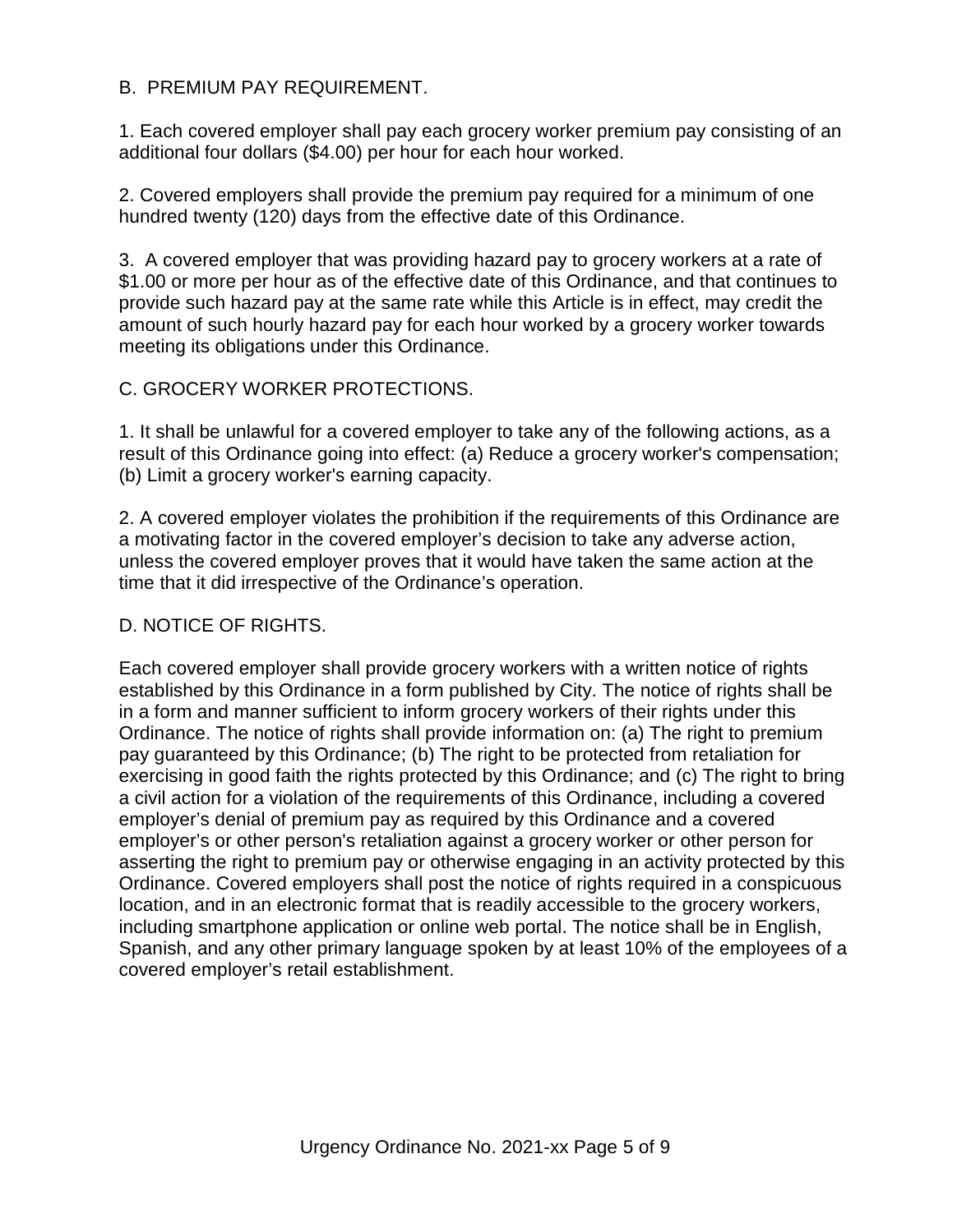B. PREMIUM PAY REQUIREMENT.

1. Each covered employer shall pay each grocery worker premium pay consisting of an additional four dollars ($4.00) per hour for each hour worked.

2. Covered employers shall provide the premium pay required for a minimum of one hundred twenty (120) days from the effective date of this Ordinance.

3. A covered employer that was providing hazard pay to grocery workers at a rate of $1.00 or more per hour as of the effective date of this Ordinance, and that continues to provide such hazard pay at the same rate while this Article is in effect, may credit the amount of such hourly hazard pay for each hour worked by a grocery worker towards meeting its obligations under this Ordinance.

C. GROCERY WORKER PROTECTIONS.

1. It shall be unlawful for a covered employer to take any of the following actions, as a result of this Ordinance going into effect: (a) Reduce a grocery worker's compensation; (b) Limit a grocery worker's earning capacity.

2. A covered employer violates the prohibition if the requirements of this Ordinance are a motivating factor in the covered employer's decision to take any adverse action, unless the covered employer proves that it would have taken the same action at the time that it did irrespective of the Ordinance's operation.

D. NOTICE OF RIGHTS.

Each covered employer shall provide grocery workers with a written notice of rights established by this Ordinance in a form published by City. The notice of rights shall be in a form and manner sufficient to inform grocery workers of their rights under this Ordinance. The notice of rights shall provide information on: (a) The right to premium pay guaranteed by this Ordinance; (b) The right to be protected from retaliation for exercising in good faith the rights protected by this Ordinance; and (c) The right to bring a civil action for a violation of the requirements of this Ordinance, including a covered employer's denial of premium pay as required by this Ordinance and a covered employer's or other person's retaliation against a grocery worker or other person for asserting the right to premium pay or otherwise engaging in an activity protected by this Ordinance. Covered employers shall post the notice of rights required in a conspicuous location, and in an electronic format that is readily accessible to the grocery workers, including smartphone application or online web portal. The notice shall be in English, Spanish, and any other primary language spoken by at least 10% of the employees of a covered employer's retail establishment.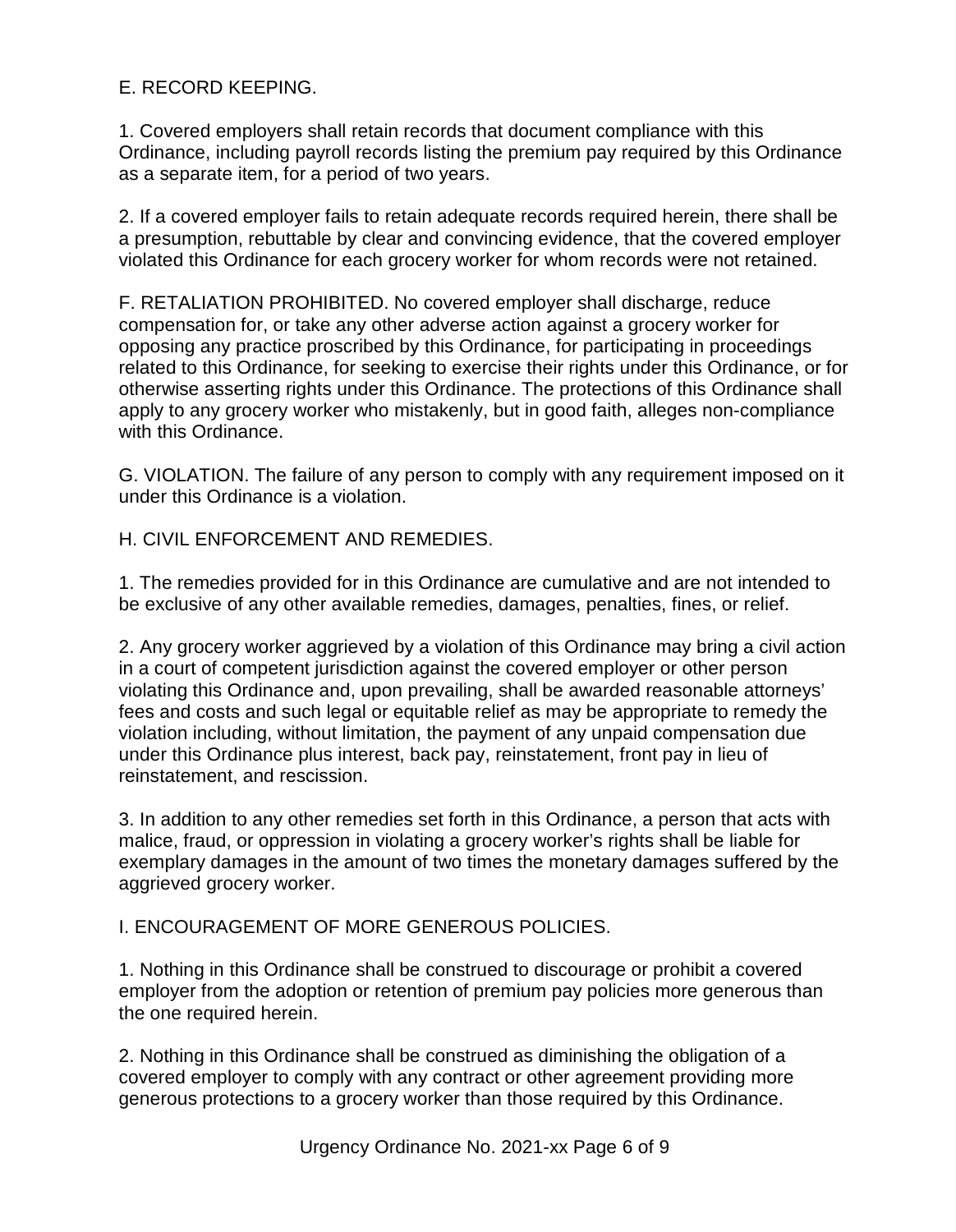E. RECORD KEEPING.

1. Covered employers shall retain records that document compliance with this Ordinance, including payroll records listing the premium pay required by this Ordinance as a separate item, for a period of two years.

2. If a covered employer fails to retain adequate records required herein, there shall be a presumption, rebuttable by clear and convincing evidence, that the covered employer violated this Ordinance for each grocery worker for whom records were not retained.

F. RETALIATION PROHIBITED. No covered employer shall discharge, reduce compensation for, or take any other adverse action against a grocery worker for opposing any practice proscribed by this Ordinance, for participating in proceedings related to this Ordinance, for seeking to exercise their rights under this Ordinance, or for otherwise asserting rights under this Ordinance. The protections of this Ordinance shall apply to any grocery worker who mistakenly, but in good faith, alleges non-compliance with this Ordinance.

G. VIOLATION. The failure of any person to comply with any requirement imposed on it under this Ordinance is a violation.

H. CIVIL ENFORCEMENT AND REMEDIES.

1. The remedies provided for in this Ordinance are cumulative and are not intended to be exclusive of any other available remedies, damages, penalties, fines, or relief.

2. Any grocery worker aggrieved by a violation of this Ordinance may bring a civil action in a court of competent jurisdiction against the covered employer or other person violating this Ordinance and, upon prevailing, shall be awarded reasonable attorneys' fees and costs and such legal or equitable relief as may be appropriate to remedy the violation including, without limitation, the payment of any unpaid compensation due under this Ordinance plus interest, back pay, reinstatement, front pay in lieu of reinstatement, and rescission.

3. In addition to any other remedies set forth in this Ordinance, a person that acts with malice, fraud, or oppression in violating a grocery worker's rights shall be liable for exemplary damages in the amount of two times the monetary damages suffered by the aggrieved grocery worker.

I. ENCOURAGEMENT OF MORE GENEROUS POLICIES.

1. Nothing in this Ordinance shall be construed to discourage or prohibit a covered employer from the adoption or retention of premium pay policies more generous than the one required herein.

2. Nothing in this Ordinance shall be construed as diminishing the obligation of a covered employer to comply with any contract or other agreement providing more generous protections to a grocery worker than those required by this Ordinance.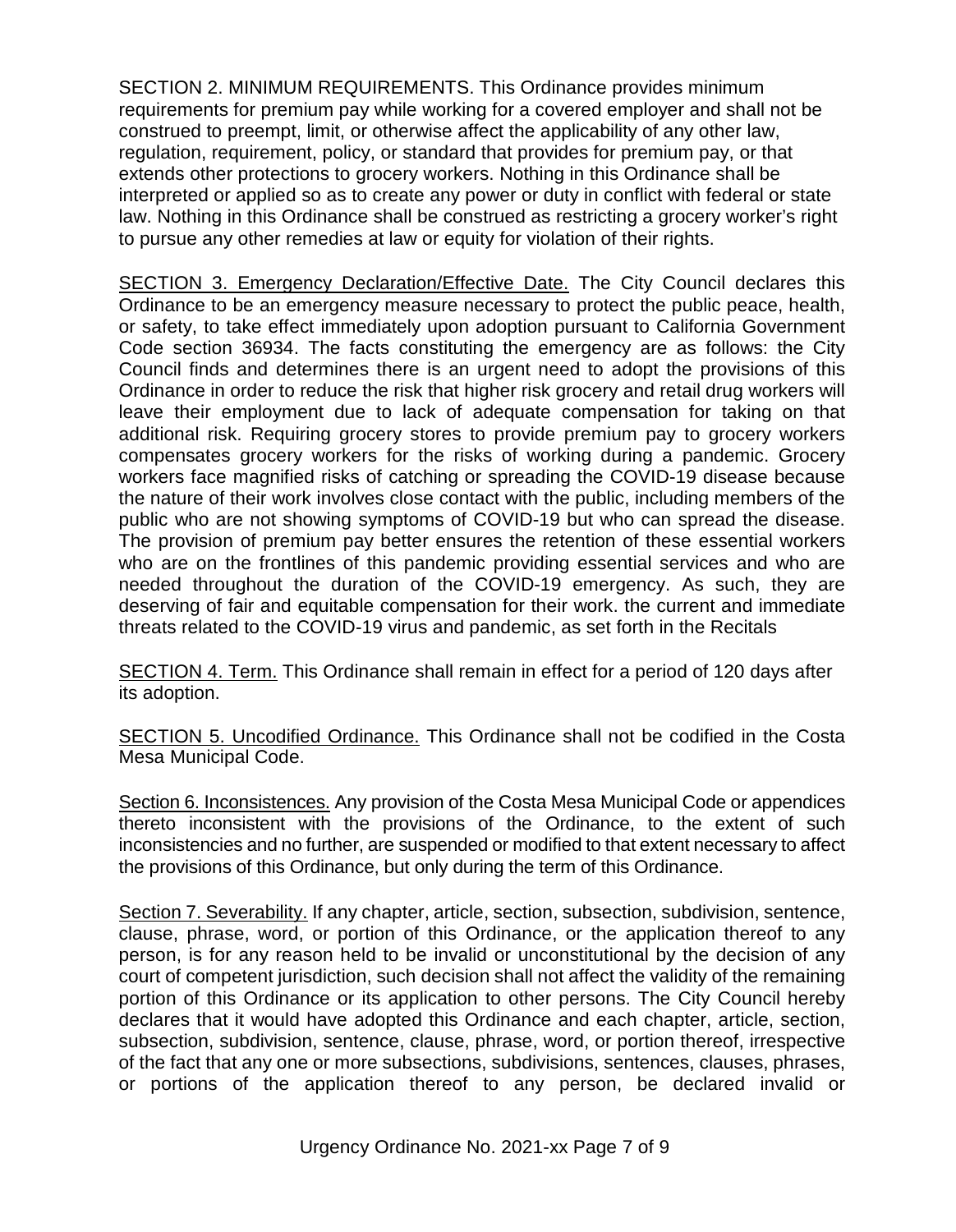SECTION 2. MINIMUM REQUIREMENTS. This Ordinance provides minimum requirements for premium pay while working for a covered employer and shall not be construed to preempt, limit, or otherwise affect the applicability of any other law, regulation, requirement, policy, or standard that provides for premium pay, or that extends other protections to grocery workers. Nothing in this Ordinance shall be interpreted or applied so as to create any power or duty in conflict with federal or state law. Nothing in this Ordinance shall be construed as restricting a grocery worker's right to pursue any other remedies at law or equity for violation of their rights.

<u>SECTION 3. Emergency Declaration/Effective Date.</u> The City Council declares this Ordinance to be an emergency measure necessary to protect the public peace, health, or safety, to take effect immediately upon adoption pursuant to California Government Code section 36934. The facts constituting the emergency are as follows: the City Council finds and determines there is an urgent need to adopt the provisions of this Ordinance in order to reduce the risk that higher risk grocery and retail drug workers will leave their employment due to lack of adequate compensation for taking on that additional risk. Requiring grocery stores to provide premium pay to grocery workers compensates grocery workers for the risks of working during a pandemic. Grocery workers face magnified risks of catching or spreading the COVID-19 disease because the nature of their work involves close contact with the public, including members of the public who are not showing symptoms of COVID-19 but who can spread the disease. The provision of premium pay better ensures the retention of these essential workers who are on the frontlines of this pandemic providing essential services and who are needed throughout the duration of the COVID-19 emergency. As such, they are deserving of fair and equitable compensation for their work. the current and immediate threats related to the COVID-19 virus and pandemic, as set forth in the Recitals

<u>SECTION 4. Term.</u> This Ordinance shall remain in effect for a period of 120 days after its adoption.

<u>SECTION 5. Uncodified Ordinance.</u> This Ordinance shall not be codified in the Costa Mesa Municipal Code.

<u>Section 6. Inconsistences.</u> Any provision of the Costa Mesa Municipal Code or appendices thereto inconsistent with the provisions of the Ordinance, to the extent of such inconsistencies and no further, are suspended or modified to that extent necessary to affect the provisions of this Ordinance, but only during the term of this Ordinance.

<u>Section 7. Severability.</u> If any chapter, article, section, subsection, subdivision, sentence, clause, phrase, word, or portion of this Ordinance, or the application thereof to any person, is for any reason held to be invalid or unconstitutional by the decision of any court of competent jurisdiction, such decision shall not affect the validity of the remaining portion of this Ordinance or its application to other persons. The City Council hereby declares that it would have adopted this Ordinance and each chapter, article, section, subsection, subdivision, sentence, clause, phrase, word, or portion thereof, irrespective of the fact that any one or more subsections, subdivisions, sentences, clauses, phrases, or portions of the application thereof to any person, be declared invalid or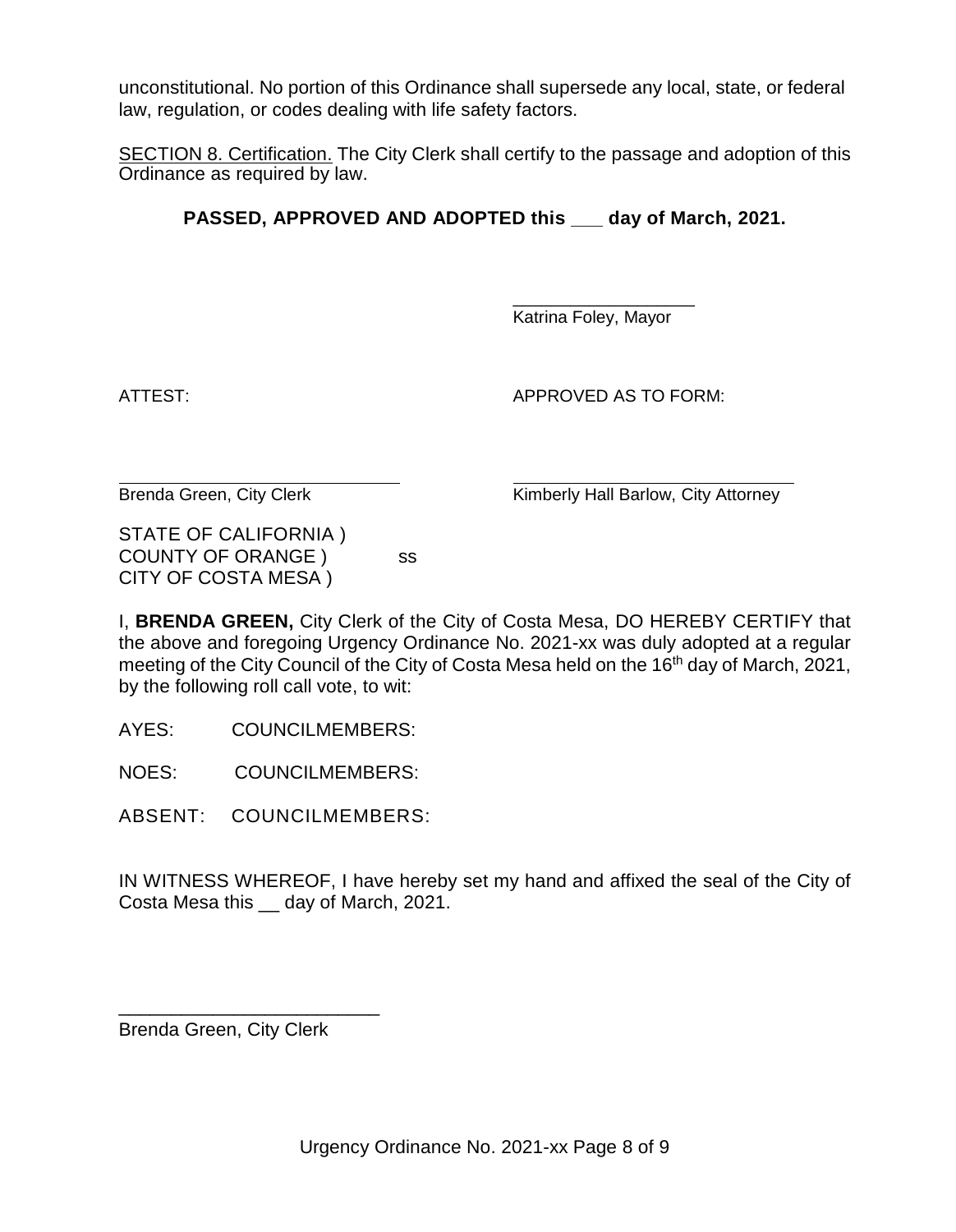unconstitutional. No portion of this Ordinance shall supersede any local, state, or federal law, regulation, or codes dealing with life safety factors.

SECTION 8. Certification. The City Clerk shall certify to the passage and adoption of this Ordinance as required by law.

**PASSED, APPROVED AND ADOPTED this ___ day of March, 2021.**

__________________
Katrina Foley, Mayor

ATTEST:

__________________
Brenda Green, City Clerk

APPROVED AS TO FORM:

__________________
Kimberly Hall Barlow, City Attorney

STATE OF CALIFORNIA )
COUNTY OF ORANGE ) ss
CITY OF COSTA MESA )

I, **BRENDA GREEN,** City Clerk of the City of Costa Mesa, DO HEREBY CERTIFY that the above and foregoing Urgency Ordinance No. 2021-xx was duly adopted at a regular meeting of the City Council of the City of Costa Mesa held on the 16th day of March, 2021, by the following roll call vote, to wit:

AYES: COUNCILMEMBERS:

NOES: COUNCILMEMBERS:

ABSENT: COUNCILMEMBERS:

IN WITNESS WHEREOF, I have hereby set my hand and affixed the seal of the City of Costa Mesa this __ day of March, 2021.

_________________________
Brenda Green, City Clerk